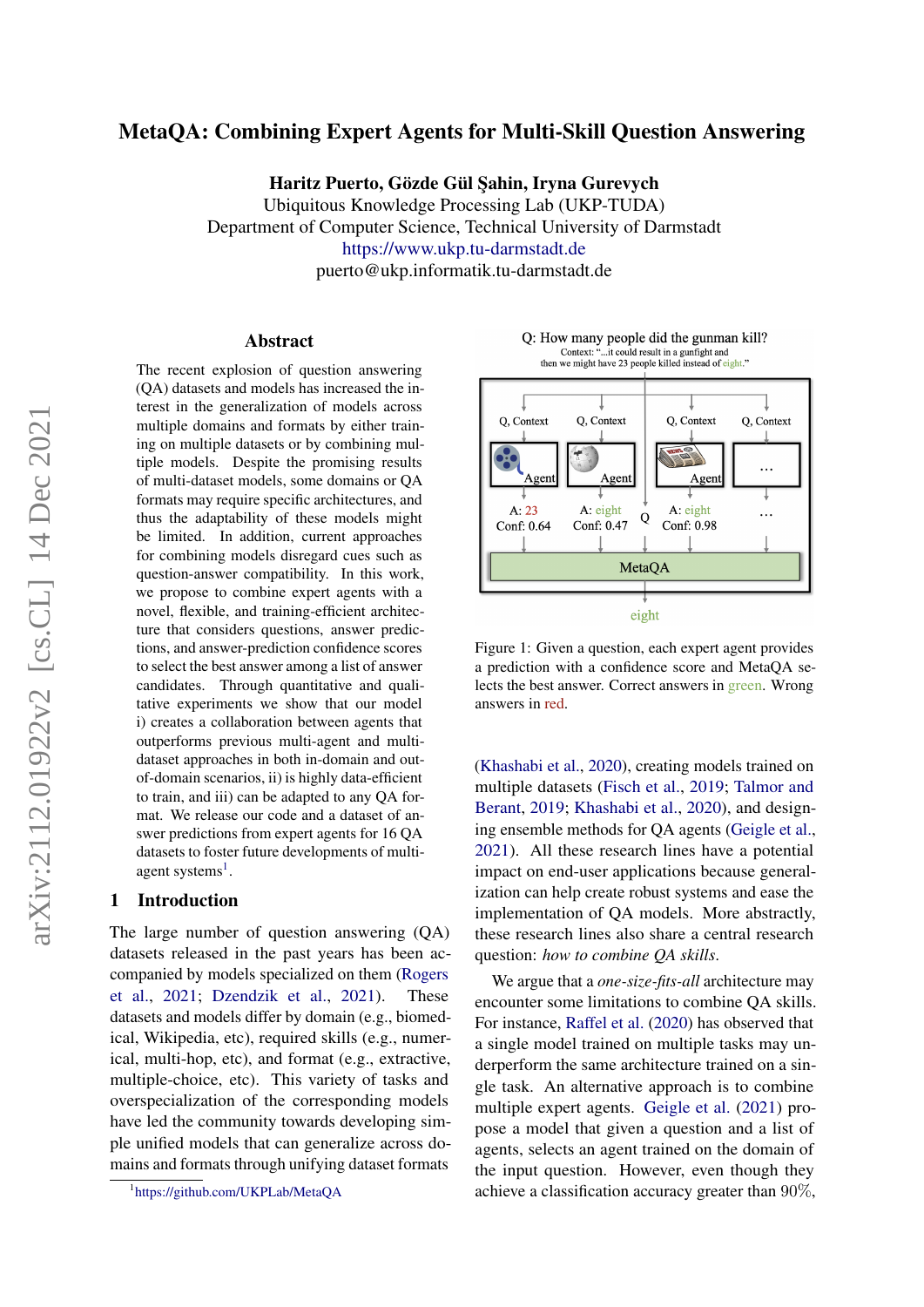# MetaQA: Combining Expert Agents for Multi-Skill Question Answering

**Haritz Puerto, Gözde Gül Şahin, Iryna Gurevych**
Ubiquitous Knowledge Processing Lab (UKP-TUDA)
Department of Computer Science, Technical University of Darmstadt
https://www.ukp.tu-darmstadt.de
puerto@ukp.informatik.tu-darmstadt.de

## Abstract

The recent explosion of question answering (QA) datasets and models has increased the interest in the generalization of models across multiple domains and formats by either training on multiple datasets or by combining multiple models. Despite the promising results of multi-dataset models, some domains or QA formats may require specific architectures, and thus the adaptability of these models might be limited. In addition, current approaches for combining models disregard cues such as question-answer compatibility. In this work, we propose to combine expert agents with a novel, flexible, and training-efficient architecture that considers questions, answer predictions, and answer-prediction confidence scores to select the best answer among a list of answer candidates. Through quantitative and qualitative experiments we show that our model i) creates a collaboration between agents that outperforms previous multi-agent and multi-dataset approaches in both in-domain and out-of-domain scenarios, ii) is highly data-efficient to train, and iii) can be adapted to any QA format. We release our code and a dataset of answer predictions from expert agents for 16 QA datasets to foster future developments of multi-agent systems[1].

Q: How many people did the gunman kill?
Context: "...it could result in a gunfight and then we might have 23 people killed instead of eight."

Figure 1: Given a question, each expert agent provides a prediction with a confidence score and MetaQA selects the best answer. Correct answers in green. Wrong answers in red.

## 1 Introduction

The large number of question answering (QA) datasets released in the past years has been accompanied by models specialized on them (Rogers et al., 2021; Dzendzik et al., 2021). These datasets and models differ by domain (e.g., biomedical, Wikipedia, etc), required skills (e.g., numerical, multi-hop, etc), and format (e.g., extractive, multiple-choice, etc). This variety of tasks and overspecialization of the corresponding models have led the community towards developing simple unified models that can generalize across domains and formats through unifying dataset formats (Khashabi et al., 2020), creating models trained on multiple datasets (Fisch et al., 2019; Talmor and Berant, 2019; Khashabi et al., 2020), and designing ensemble methods for QA agents (Geigle et al., 2021). All these research lines have a potential impact on end-user applications because generalization can help create robust systems and ease the implementation of QA models. More abstractly, these research lines also share a central research question: *how to combine QA skills*.

We argue that a *one-size-fits-all* architecture may encounter some limitations to combine QA skills. For instance, Raffel et al. (2020) has observed that a single model trained on multiple tasks may underperform the same architecture trained on a single task. An alternative approach is to combine multiple expert agents. Geigle et al. (2021) propose a model that given a question and a list of agents, selects an agent trained on the domain of the input question. However, even though they achieve a classification accuracy greater than 90%,

[1] https://github.com/UKPLab/MetaQA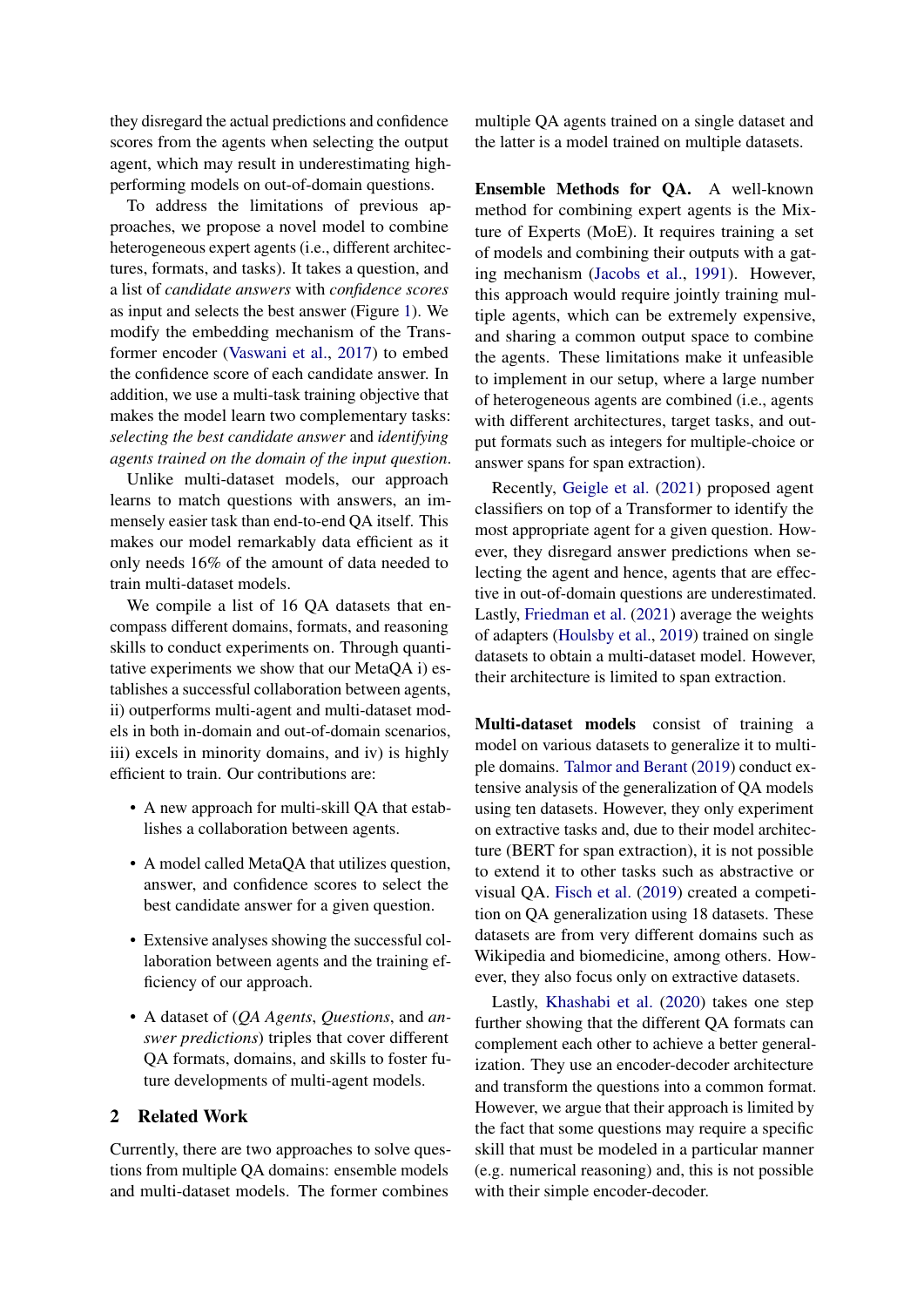they disregard the actual predictions and confidence scores from the agents when selecting the output agent, which may result in underestimating high-performing models on out-of-domain questions.

To address the limitations of previous approaches, we propose a novel model to combine heterogeneous expert agents (i.e., different architectures, formats, and tasks). It takes a question, and a list of *candidate answers* with *confidence scores* as input and selects the best answer (Figure 1). We modify the embedding mechanism of the Transformer encoder (Vaswani et al., 2017) to embed the confidence score of each candidate answer. In addition, we use a multi-task training objective that makes the model learn two complementary tasks: *selecting the best candidate answer* and *identifying agents trained on the domain of the input question*.

Unlike multi-dataset models, our approach learns to match questions with answers, an immensely easier task than end-to-end QA itself. This makes our model remarkably data efficient as it only needs 16% of the amount of data needed to train multi-dataset models.

We compile a list of 16 QA datasets that encompass different domains, formats, and reasoning skills to conduct experiments on. Through quantitative experiments we show that our MetaQA i) establishes a successful collaboration between agents, ii) outperforms multi-agent and multi-dataset models in both in-domain and out-of-domain scenarios, iii) excels in minority domains, and iv) is highly efficient to train. Our contributions are:

- A new approach for multi-skill QA that establishes a collaboration between agents.
- A model called MetaQA that utilizes question, answer, and confidence scores to select the best candidate answer for a given question.
- Extensive analyses showing the successful collaboration between agents and the training efficiency of our approach.
- A dataset of (*QA Agents*, *Questions*, and *answer predictions*) triples that cover different QA formats, domains, and skills to foster future developments of multi-agent models.

## 2 Related Work

Currently, there are two approaches to solve questions from multiple QA domains: ensemble models and multi-dataset models. The former combines multiple QA agents trained on a single dataset and the latter is a model trained on multiple datasets.

**Ensemble Methods for QA.** A well-known method for combining expert agents is the Mixture of Experts (MoE). It requires training a set of models and combining their outputs with a gating mechanism (Jacobs et al., 1991). However, this approach would require jointly training multiple agents, which can be extremely expensive, and sharing a common output space to combine the agents. These limitations make it unfeasible to implement in our setup, where a large number of heterogeneous agents are combined (i.e., agents with different architectures, target tasks, and output formats such as integers for multiple-choice or answer spans for span extraction).

Recently, Geigle et al. (2021) proposed agent classifiers on top of a Transformer to identify the most appropriate agent for a given question. However, they disregard answer predictions when selecting the agent and hence, agents that are effective in out-of-domain questions are underestimated. Lastly, Friedman et al. (2021) average the weights of adapters (Houlsby et al., 2019) trained on single datasets to obtain a multi-dataset model. However, their architecture is limited to span extraction.

**Multi-dataset models** consist of training a model on various datasets to generalize it to multiple domains. Talmor and Berant (2019) conduct extensive analysis of the generalization of QA models using ten datasets. However, they only experiment on extractive tasks and, due to their model architecture (BERT for span extraction), it is not possible to extend it to other tasks such as abstractive or visual QA. Fisch et al. (2019) created a competition on QA generalization using 18 datasets. These datasets are from very different domains such as Wikipedia and biomedicine, among others. However, they also focus only on extractive datasets.

Lastly, Khashabi et al. (2020) takes one step further showing that the different QA formats can complement each other to achieve a better generalization. They use an encoder-decoder architecture and transform the questions into a common format. However, we argue that their approach is limited by the fact that some questions may require a specific skill that must be modeled in a particular manner (e.g. numerical reasoning) and, this is not possible with their simple encoder-decoder.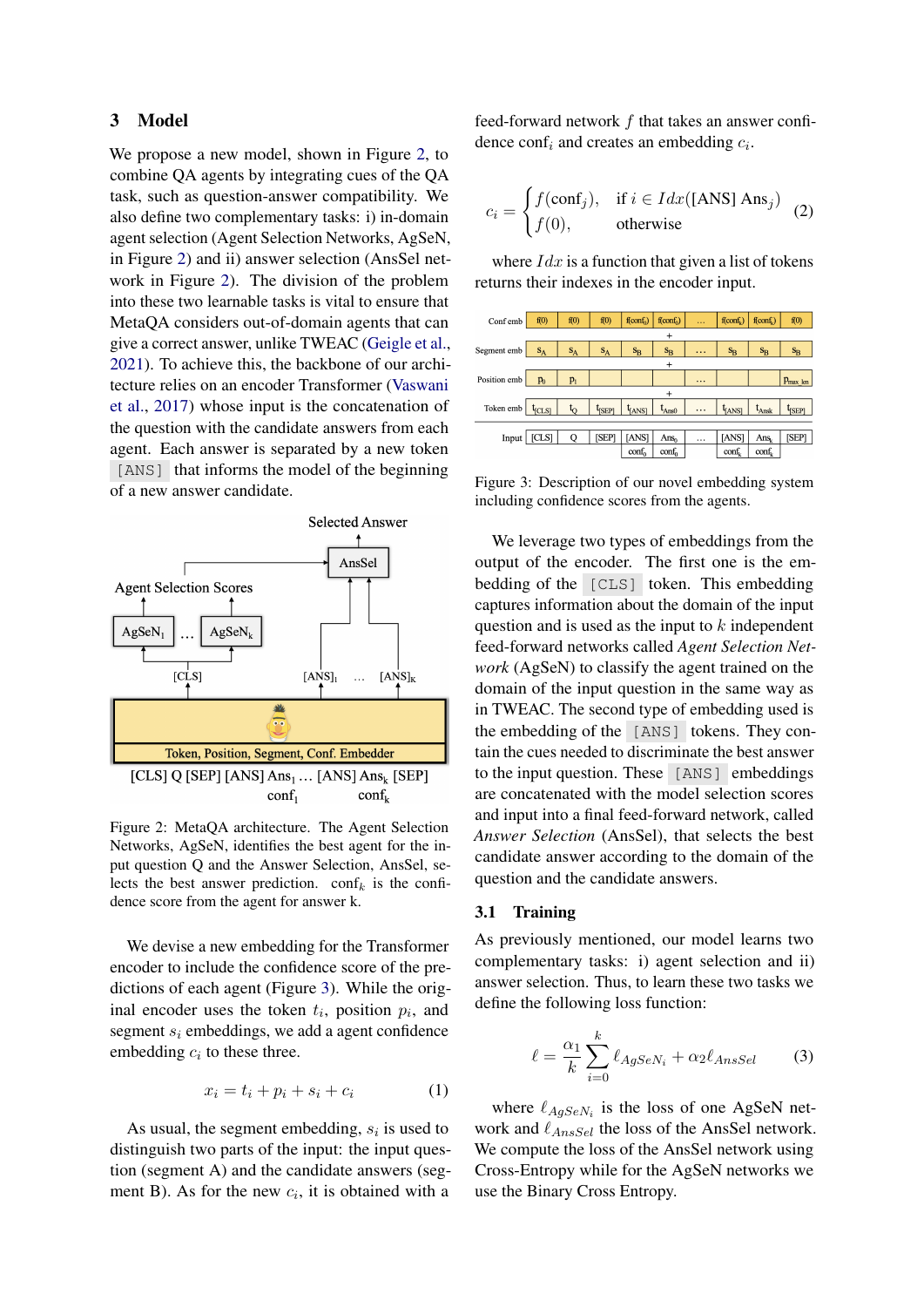## 3 Model

We propose a new model, shown in Figure 2, to combine QA agents by integrating cues of the QA task, such as question-answer compatibility. We also define two complementary tasks: i) in-domain agent selection (Agent Selection Networks, AgSeN, in Figure 2) and ii) answer selection (AnsSel network in Figure 2). The division of the problem into these two learnable tasks is vital to ensure that MetaQA considers out-of-domain agents that can give a correct answer, unlike TWEAC (Geigle et al., 2021). To achieve this, the backbone of our architecture relies on an encoder Transformer (Vaswani et al., 2017) whose input is the concatenation of the question with the candidate answers from each agent. Each answer is separated by a new token `[ANS]` that informs the model of the beginning of a new candidate answer.

Figure 2: MetaQA architecture. The Agent Selection Networks, AgSeN, identifies the best agent for the input question Q and the Answer Selection, AnsSel, selects the best answer prediction. $\text{conf}_k$ is the confidence score from the agent for answer k.

We devise a new embedding for the Transformer encoder to include the confidence score of the predictions of each agent (Figure 3). While the original encoder uses the token $t_i$, position $p_i$, and segment $s_i$ embeddings, we add a agent confidence embedding $c_i$ to these three.

$$x_i = t_i + p_i + s_i + c_i \tag{1}$$

As usual, the segment embedding, $s_i$ is used to distinguish two parts of the input: the input question (segment A) and the candidate answers (segment B). As for the new $c_i$, it is obtained with a feed-forward network $f$ that takes an answer confidence $\text{conf}_i$ and creates an embedding $c_i$.

$$c_i = \begin{cases} f(\text{conf}_j), & \text{if } i \in Idx(\text{[ANS] Ans}_j) \\ f(0), & \text{otherwise} \end{cases} \tag{2}$$

where $Idx$ is a function that given a list of tokens returns their indexes in the encoder input.

Figure 3: Description of our novel embedding system including confidence scores from the agents.

We leverage two types of embeddings from the output of the encoder. The first one is the embedding of the `[CLS]` token. This embedding captures information about the domain of the input question and is used as the input to $k$ independent feed-forward networks called *Agent Selection Network* (AgSeN) to classify the agent trained on the domain of the input question in the same way as in TWEAC. The second type of embedding used is the embedding of the `[ANS]` tokens. They contain the cues needed to discriminate the best answer to the input question. These `[ANS]` embeddings are concatenated with the model selection scores and input into a final feed-forward network, called *Answer Selection* (AnsSel), that selects the best candidate answer according to the domain of the question and the candidate answers.

### 3.1 Training

As previously mentioned, our model learns two complementary tasks: i) agent selection and ii) answer selection. Thus, to learn these two tasks we define the following loss function:

$$\ell = \frac{\alpha_1}{k} \sum_{i=0}^{k} \ell_{AgSeN_i} + \alpha_2 \ell_{AnsSel} \tag{3}$$

where $\ell_{AgSeN_i}$ is the loss of one AgSeN network and $\ell_{AnsSel}$ the loss of the AnsSel network. We compute the loss of the AnsSel network using Cross-Entropy while for the AgSeN networks we use the Binary Cross Entropy.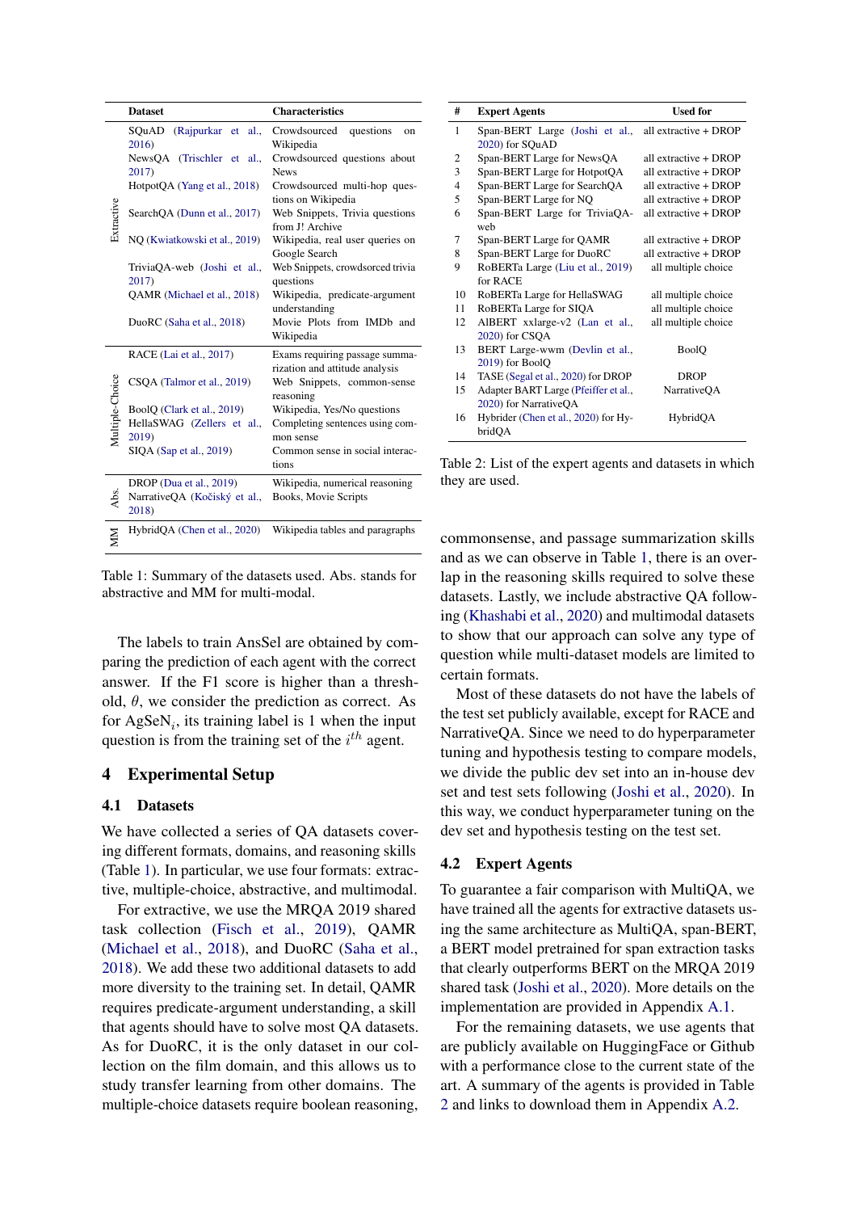| | Dataset | Characteristics |
|---|---|---|
| Extractive | SQuAD (Rajpurkar et al., 2016) | Crowdsourced questions on Wikipedia |
| | NewsQA (Trischler et al., 2017) | Crowdsourced questions about News |
| | HotpotQA (Yang et al., 2018) | Crowdsourced multi-hop questions on Wikipedia |
| | SearchQA (Dunn et al., 2017) | Web Snippets, Trivia questions from J! Archive |
| | NQ (Kwiatkowski et al., 2019) | Wikipedia, real user queries on Google Search |
| | TriviaQA-web (Joshi et al., 2017) | Web Snippets, crowdsorced trivia questions |
| | QAMR (Michael et al., 2018) | Wikipedia, predicate-argument understanding |
| | DuoRC (Saha et al., 2018) | Movie Plots from IMDb and Wikipedia |
| Multiple-Choice | RACE (Lai et al., 2017) | Exams requiring passage summarization and attitude analysis |
| | CSQA (Talmor et al., 2019) | Web Snippets, common-sense reasoning |
| | BoolQ (Clark et al., 2019) | Wikipedia, Yes/No questions |
| | HellaSWAG (Zellers et al., 2019) | Completing sentences using common sense |
| | SIQA (Sap et al., 2019) | Common sense in social interactions |
| Abs. | DROP (Dua et al., 2019) | Wikipedia, numerical reasoning |
| | NarrativeQA (Kočiský et al., 2018) | Books, Movie Scripts |
| MM | HybridQA (Chen et al., 2020) | Wikipedia tables and paragraphs |

Table 1: Summary of the datasets used. Abs. stands for abstractive and MM for multi-modal.

The labels to train AnsSel are obtained by comparing the prediction of each agent with the correct answer. If the F1 score is higher than a threshold, $\theta$, we consider the prediction as correct. As for AgSeN$_i$, its training label is 1 when the input question is from the training set of the $i^{th}$ agent.

# 4 Experimental Setup

## 4.1 Datasets

We have collected a series of QA datasets covering different formats, domains, and reasoning skills (Table 1). In particular, we use four formats: extractive, multiple-choice, abstractive, and multimodal.

For extractive, we use the MRQA 2019 shared task collection (Fisch et al., 2019), QAMR (Michael et al., 2018), and DuoRC (Saha et al., 2018). We add these two additional datasets to add more diversity to the training set. In detail, QAMR requires predicate-argument understanding, a skill that agents should have to solve most QA datasets. As for DuoRC, it is the only dataset in our collection on the film domain, and this allows us to study transfer learning from other domains. The multiple-choice datasets require boolean reasoning, commonsense, and passage summarization skills and as we can observe in Table 1, there is an overlap in the reasoning skills required to solve these datasets. Lastly, we include abstractive QA following (Khashabi et al., 2020) and multimodal datasets to show that our approach can solve any type of question while multi-dataset models are limited to certain formats.

| # | Expert Agents | Used for |
|---|---|---|
| 1 | Span-BERT Large (Joshi et al., 2020) for SQuAD | all extractive + DROP |
| 2 | Span-BERT Large for NewsQA | all extractive + DROP |
| 3 | Span-BERT Large for HotpotQA | all extractive + DROP |
| 4 | Span-BERT Large for SearchQA | all extractive + DROP |
| 5 | Span-BERT Large for NQ | all extractive + DROP |
| 6 | Span-BERT Large for TriviaQA-web | all extractive + DROP |
| 7 | Span-BERT Large for QAMR | all extractive + DROP |
| 8 | Span-BERT Large for DuoRC | all extractive + DROP |
| 9 | RoBERTa Large (Liu et al., 2019) for RACE | all multiple choice |
| 10 | RoBERTa Large for HellaSWAG | all multiple choice |
| 11 | RoBERTa Large for SIQA | all multiple choice |
| 12 | AlBERT xxlarge-v2 (Lan et al., 2020) for CSQA | all multiple choice |
| 13 | BERT Large-wwm (Devlin et al., 2019) for BoolQ | BoolQ |
| 14 | TASE (Segal et al., 2020) for DROP | DROP |
| 15 | Adapter BART Large (Pfeiffer et al., 2020) for NarrativeQA | NarrativeQA |
| 16 | Hybrider (Chen et al., 2020) for HybridQA | HybridQA |

Table 2: List of the expert agents and datasets in which they are used.

Most of these datasets do not have the labels of the test set publicly available, except for RACE and NarrativeQA. Since we need to do hyperparameter tuning and hypothesis testing to compare models, we divide the public dev set into an in-house dev set and test sets following (Joshi et al., 2020). In this way, we conduct hyperparameter tuning on the dev set and hypothesis testing on the test set.

## 4.2 Expert Agents

To guarantee a fair comparison with MultiQA, we have trained all the agents for extractive datasets using the same architecture as MultiQA, span-BERT, a BERT model pretrained for span extraction tasks that clearly outperforms BERT on the MRQA 2019 shared task (Joshi et al., 2020). More details on the implementation are provided in Appendix A.1.

For the remaining datasets, we use agents that are publicly available on HuggingFace or Github with a performance close to the current state of the art. A summary of the agents is provided in Table 2 and links to download them in Appendix A.2.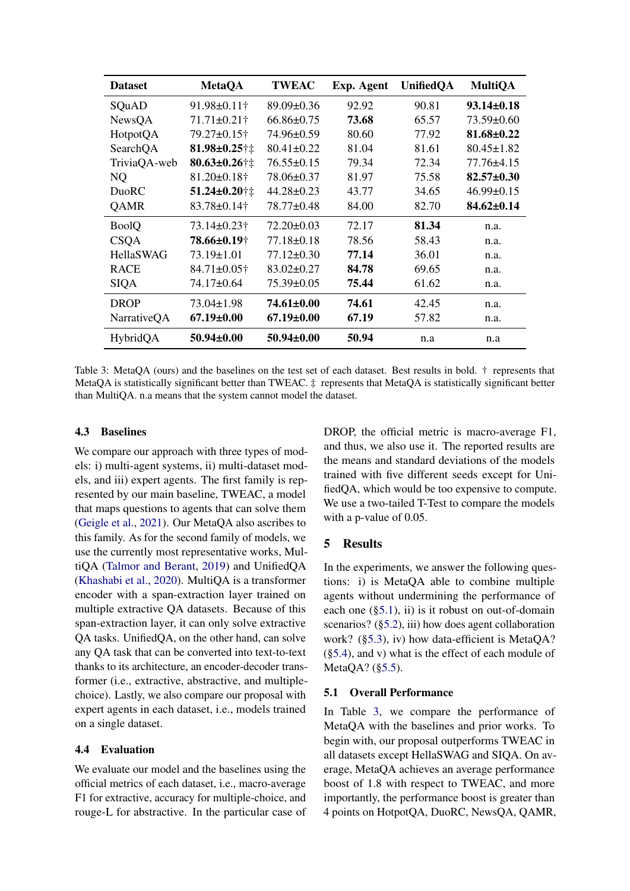| Dataset | MetaQA | TWEAC | Exp. Agent | UnifiedQA | MultiQA |
|---|---|---|---|---|---|
| SQuAD | 91.98±0.11† | 89.09±0.36 | 92.92 | 90.81 | **93.14±0.18** |
| NewsQA | 71.71±0.21† | 66.86±0.75 | **73.68** | 65.57 | 73.59±0.60 |
| HotpotQA | 79.27±0.15† | 74.96±0.59 | 80.60 | 77.92 | **81.68±0.22** |
| SearchQA | **81.98±0.25**†‡ | 80.41±0.22 | 81.04 | 81.61 | 80.45±1.82 |
| TriviaQA-web | **80.63±0.26**†‡ | 76.55±0.15 | 79.34 | 72.34 | 77.76±4.15 |
| NQ | 81.20±0.18† | 78.06±0.37 | 81.97 | 75.58 | **82.57±0.30** |
| DuoRC | **51.24±0.20**†‡ | 44.28±0.23 | 43.77 | 34.65 | 46.99±0.15 |
| QAMR | 83.78±0.14† | 78.77±0.48 | 84.00 | 82.70 | **84.62±0.14** |
| BoolQ | 73.14±0.23† | 72.20±0.03 | 72.17 | **81.34** | n.a. |
| CSQA | **78.66±0.19**† | 77.18±0.18 | 78.56 | 58.43 | n.a. |
| HellaSWAG | 73.19±1.01 | 77.12±0.30 | **77.14** | 36.01 | n.a. |
| RACE | 84.71±0.05† | 83.02±0.27 | **84.78** | 69.65 | n.a. |
| SIQA | 74.17±0.64 | 75.39±0.05 | **75.44** | 61.62 | n.a. |
| DROP | 73.04±1.98 | **74.61±0.00** | **74.61** | 42.45 | n.a. |
| NarrativeQA | **67.19±0.00** | **67.19±0.00** | **67.19** | 57.82 | n.a. |
| HybridQA | **50.94±0.00** | **50.94±0.00** | **50.94** | n.a | n.a |

Table 3: MetaQA (ours) and the baselines on the test set of each dataset. Best results in bold. † represents that MetaQA is statistically significant better than TWEAC. ‡ represents that MetaQA is statistically significant better than MultiQA. n.a means that the system cannot model the dataset.

### 4.3 Baselines

We compare our approach with three types of models: i) multi-agent systems, ii) multi-dataset models, and iii) expert agents. The first family is represented by our main baseline, TWEAC, a model that maps questions to agents that can solve them (Geigle et al., 2021). Our MetaQA also ascribes to this family. As for the second family of models, we use the currently most representative works, MultiQA (Talmor and Berant, 2019) and UnifiedQA (Khashabi et al., 2020). MultiQA is a transformer encoder with a span-extraction layer trained on multiple extractive QA datasets. Because of this span-extraction layer, it can only solve extractive QA tasks. UnifiedQA, on the other hand, can solve any QA task that can be converted into text-to-text thanks to its architecture, an encoder-decoder transformer (i.e., extractive, abstractive, and multiple-choice). Lastly, we also compare our proposal with expert agents in each dataset, i.e., models trained on a single dataset.

### 4.4 Evaluation

We evaluate our model and the baselines using the official metrics of each dataset, i.e., macro-average F1 for extractive, accuracy for multiple-choice, and rouge-L for abstractive. In the particular case of DROP, the official metric is macro-average F1, and thus, we also use it. The reported results are the means and standard deviations of the models trained with five different seeds except for UnifiedQA, which would be too expensive to compute. We use a two-tailed T-Test to compare the models with a p-value of 0.05.

## 5 Results

In the experiments, we answer the following questions: i) is MetaQA able to combine multiple agents without undermining the performance of each one (§5.1), ii) is it robust on out-of-domain scenarios? (§5.2), iii) how does agent collaboration work? (§5.3), iv) how data-efficient is MetaQA? (§5.4), and v) what is the effect of each module of MetaQA? (§5.5).

### 5.1 Overall Performance

In Table 3, we compare the performance of MetaQA with the baselines and prior works. To begin with, our proposal outperforms TWEAC in all datasets except HellaSWAG and SIQA. On average, MetaQA achieves an average performance boost of 1.8 with respect to TWEAC, and more importantly, the performance boost is greater than 4 points on HotpotQA, DuoRC, NewsQA, QAMR,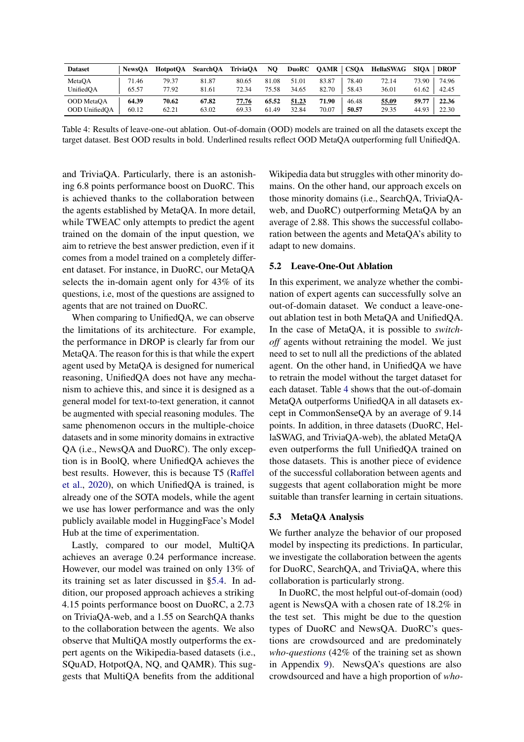| Dataset | NewsQA | HotpotQA | SearchQA | TriviaQA | NQ | DuoRC | QAMR | CSQA | HellaSWAG | SIQA | DROP |
|---|---|---|---|---|---|---|---|---|---|---|---|
| MetaQA | 71.46 | 79.37 | 81.87 | 80.65 | 81.08 | 51.01 | 83.87 | 78.40 | 72.14 | 73.90 | 74.96 |
| UnifiedQA | 65.57 | 77.92 | 81.61 | 72.34 | 75.58 | 34.65 | 82.70 | 58.43 | 36.01 | 61.62 | 42.45 |
| OOD MetaQA | **64.39** | **70.62** | **67.82** | <u>**77.76**</u> | **65.52** | <u>**51.23**</u> | **71.90** | 46.48 | <u>**55.09**</u> | **59.77** | **22.36** |
| OOD UnifiedQA | 60.12 | 62.21 | 63.02 | 69.33 | 61.49 | 32.84 | 70.07 | **50.57** | 29.35 | 44.93 | 22.30 |

Table 4: Results of leave-one-out ablation. Out-of-domain (OOD) models are trained on all the datasets except the target dataset. Best OOD results in bold. Underlined results reflect OOD MetaQA outperforming full UnifiedQA.

and TriviaQA. Particularly, there is an astonishing 6.8 points performance boost on DuoRC. This is achieved thanks to the collaboration between the agents established by MetaQA. In more detail, while TWEAC only attempts to predict the agent trained on the domain of the input question, we aim to retrieve the best answer prediction, even if it comes from a model trained on a completely different dataset. For instance, in DuoRC, our MetaQA selects the in-domain agent only for 43% of its questions, i.e, most of the questions are assigned to agents that are not trained on DuoRC.

When comparing to UnifiedQA, we can observe the limitations of its architecture. For example, the performance in DROP is clearly far from our MetaQA. The reason for this is that while the expert agent used by MetaQA is designed for numerical reasoning, UnifiedQA does not have any mechanism to achieve this, and since it is designed as a general model for text-to-text generation, it cannot be augmented with special reasoning modules. The same phenomenon occurs in the multiple-choice datasets and in some minority domains in extractive QA (i.e., NewsQA and DuoRC). The only exception is in BoolQ, where UnifiedQA achieves the best results. However, this is because T5 (Raffel et al., 2020), on which UnifiedQA is trained, is already one of the SOTA models, while the agent we use has lower performance and was the only publicly available model in HuggingFace's Model Hub at the time of experimentation.

Lastly, compared to our model, MultiQA achieves an average 0.24 performance increase. However, our model was trained on only 13% of its training set as later discussed in §5.4. In addition, our proposed approach achieves a striking 4.15 points performance boost on DuoRC, a 2.73 on TriviaQA-web, and a 1.55 on SearchQA thanks to the collaboration between the agents. We also observe that MultiQA mostly outperforms the expert agents on the Wikipedia-based datasets (i.e., SQuAD, HotpotQA, NQ, and QAMR). This suggests that MultiQA benefits from the additional Wikipedia data but struggles with other minority domains. On the other hand, our approach excels on those minority domains (i.e., SearchQA, TriviaQA-web, and DuoRC) outperforming MetaQA by an average of 2.88. This shows the successful collaboration between the agents and MetaQA's ability to adapt to new domains.

## 5.2 Leave-One-Out Ablation

In this experiment, we analyze whether the combination of expert agents can successfully solve an out-of-domain dataset. We conduct a leave-one-out ablation test in both MetaQA and UnifiedQA. In the case of MetaQA, it is possible to *switch-off* agents without retraining the model. We just need to set to null all the predictions of the ablated agent. On the other hand, in UnifiedQA we have to retrain the model without the target dataset for each dataset. Table 4 shows that the out-of-domain MetaQA outperforms UnifiedQA in all datasets except in CommonSenseQA by an average of 9.14 points. In addition, in three datasets (DuoRC, HellaSWAG, and TriviaQA-web), the ablated MetaQA even outperforms the full UnifiedQA trained on those datasets. This is another piece of evidence of the successful collaboration between agents and suggests that agent collaboration might be more suitable than transfer learning in certain situations.

## 5.3 MetaQA Analysis

We further analyze the behavior of our proposed model by inspecting its predictions. In particular, we investigate the collaboration between the agents for DuoRC, SearchQA, and TriviaQA, where this collaboration is particularly strong.

In DuoRC, the most helpful out-of-domain (ood) agent is NewsQA with a chosen rate of 18.2% in the test set. This might be due to the question types of DuoRC and NewsQA. DuoRC's questions are crowdsourced and are predominately *who-questions* (42% of the training set as shown in Appendix 9). NewsQA's questions are also crowdsourced and have a high proportion of *who-*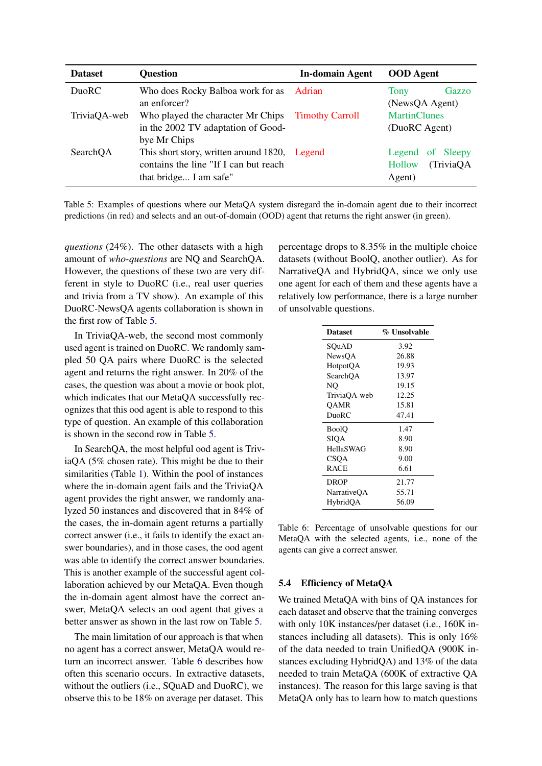| Dataset | Question | In-domain Agent | OOD Agent |
|---|---|---|---|
| DuoRC | Who does Rocky Balboa work for as an enforcer? | Adrian | Tony Gazzo (NewsQA Agent) |
| TriviaQA-web | Who played the character Mr Chips in the 2002 TV adaptation of Goodbye Mr Chips | Timothy Carroll | MartinClunes (DuoRC Agent) |
| SearchQA | This short story, written around 1820, contains the line "If I can but reach that bridge... I am safe" | Legend | Legend of Sleepy Hollow (TriviaQA Agent) |

Table 5: Examples of questions where our MetaQA system disregard the in-domain agent due to their incorrect predictions (in red) and selects and an out-of-domain (OOD) agent that returns the right answer (in green).

*questions* (24%). The other datasets with a high amount of *who-questions* are NQ and SearchQA. However, the questions of these two are very different in style to DuoRC (i.e., real user queries and trivia from a TV show). An example of this DuoRC-NewsQA agents collaboration is shown in the first row of Table 5.

In TriviaQA-web, the second most commonly used agent is trained on DuoRC. We randomly sampled 50 QA pairs where DuoRC is the selected agent and returns the right answer. In 20% of the cases, the question was about a movie or book plot, which indicates that our MetaQA successfully recognizes that this ood agent is able to respond to this type of question. An example of this collaboration is shown in the second row in Table 5.

In SearchQA, the most helpful ood agent is TriviaQA (5% chosen rate). This might be due to their similarities (Table 1). Within the pool of instances where the in-domain agent fails and the TriviaQA agent provides the right answer, we randomly analyzed 50 instances and discovered that in 84% of the cases, the in-domain agent returns a partially correct answer (i.e., it fails to identify the exact answer boundaries), and in those cases, the ood agent was able to identify the correct answer boundaries. This is another example of the successful agent collaboration achieved by our MetaQA. Even though the in-domain agent almost have the correct answer, MetaQA selects an ood agent that gives a better answer as shown in the last row on Table 5.

The main limitation of our approach is that when no agent has a correct answer, MetaQA would return an incorrect answer. Table 6 describes how often this scenario occurs. In extractive datasets, without the outliers (i.e., SQuAD and DuoRC), we observe this to be 18% on average per dataset. This percentage drops to 8.35% in the multiple choice datasets (without BoolQ, another outlier). As for NarrativeQA and HybridQA, since we only use one agent for each of them and these agents have a relatively low performance, there is a large number of unsolvable questions.

| Dataset | % Unsolvable |
|---|---|
| SQuAD | 3.92 |
| NewsQA | 26.88 |
| HotpotQA | 19.93 |
| SearchQA | 13.97 |
| NQ | 19.15 |
| TriviaQA-web | 12.25 |
| QAMR | 15.81 |
| DuoRC | 47.41 |
| BoolQ | 1.47 |
| SIQA | 8.90 |
| HellaSWAG | 8.90 |
| CSQA | 9.00 |
| RACE | 6.61 |
| DROP | 21.77 |
| NarrativeQA | 55.71 |
| HybridQA | 56.09 |

Table 6: Percentage of unsolvable questions for our MetaQA with the selected agents, i.e., none of the agents can give a correct answer.

### 5.4 Efficiency of MetaQA

We trained MetaQA with bins of QA instances for each dataset and observe that the training converges with only 10K instances/per dataset (i.e., 160K instances including all datasets). This is only 16% of the data needed to train UnifiedQA (900K instances excluding HybridQA) and 13% of the data needed to train MetaQA (600K of extractive QA instances). The reason for this large saving is that MetaQA only has to learn how to match questions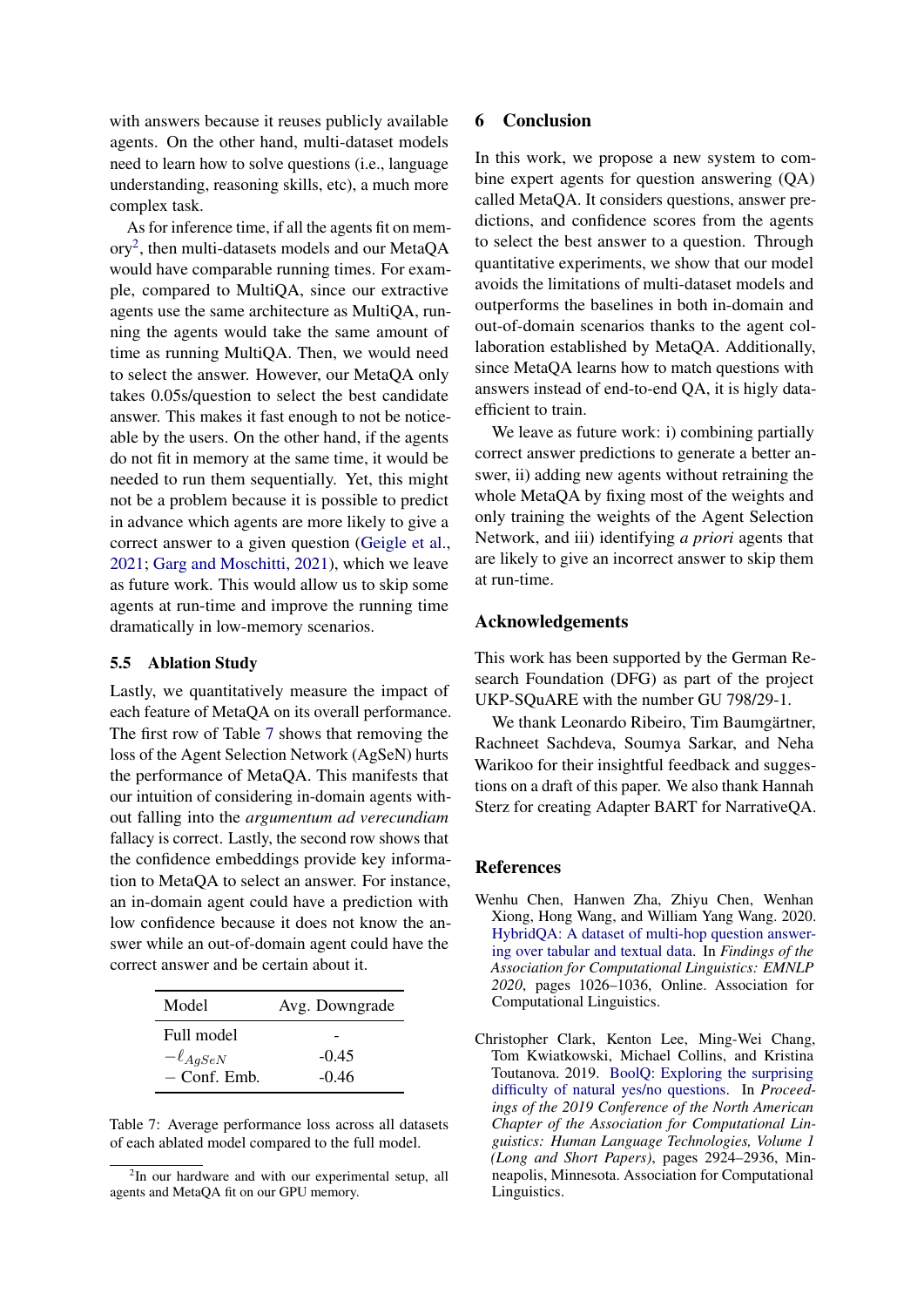with answers because it reuses publicly available agents. On the other hand, multi-dataset models need to learn how to solve questions (i.e., language understanding, reasoning skills, etc), a much more complex task.

As for inference time, if all the agents fit on memory[2], then multi-datasets models and our MetaQA would have comparable running times. For example, compared to MultiQA, since our extractive agents use the same architecture as MultiQA, running the agents would take the same amount of time as running MultiQA. Then, we would need to select the answer. However, our MetaQA only takes 0.05s/question to select the best candidate answer. This makes it fast enough to not be noticeable by the users. On the other hand, if the agents do not fit in memory at the same time, it would be needed to run them sequentially. Yet, this might not be a problem because it is possible to predict in advance which agents are more likely to give a correct answer to a given question (Geigle et al., 2021; Garg and Moschitti, 2021), which we leave as future work. This would allow us to skip some agents at run-time and improve the running time dramatically in low-memory scenarios.

### 5.5 Ablation Study

Lastly, we quantitatively measure the impact of each feature of MetaQA on its overall performance. The first row of Table 7 shows that removing the loss of the Agent Selection Network (AgSeN) hurts the performance of MetaQA. This manifests that our intuition of considering in-domain agents without falling into the *argumentum ad verecundiam* fallacy is correct. Lastly, the second row shows that the confidence embeddings provide key information to MetaQA to select an answer. For instance, an in-domain agent could have a prediction with low confidence because it does not know the answer while an out-of-domain agent could have the correct answer and be certain about it.

| Model | Avg. Downgrade |
|---|---|
| Full model | - |
| $-\ell_{AgSeN}$ | -0.45 |
| $-$ Conf. Emb. | -0.46 |

Table 7: Average performance loss across all datasets of each ablated model compared to the full model.

[2] In our hardware and with our experimental setup, all agents and MetaQA fit on our GPU memory.

## 6 Conclusion

In this work, we propose a new system to combine expert agents for question answering (QA) called MetaQA. It considers questions, answer predictions, and confidence scores from the agents to select the best answer to a question. Through quantitative experiments, we show that our model avoids the limitations of multi-dataset models and outperforms the baselines in both in-domain and out-of-domain scenarios thanks to the agent collaboration established by MetaQA. Additionally, since MetaQA learns how to match questions with answers instead of end-to-end QA, it is higly data-efficient to train.

We leave as future work: i) combining partially correct answer predictions to generate a better answer, ii) adding new agents without retraining the whole MetaQA by fixing most of the weights and only training the weights of the Agent Selection Network, and iii) identifying *a priori* agents that are likely to give an incorrect answer to skip them at run-time.

## Acknowledgements

This work has been supported by the German Research Foundation (DFG) as part of the project UKP-SQuARE with the number GU 798/29-1.

We thank Leonardo Ribeiro, Tim Baumgärtner, Rachneet Sachdeva, Soumya Sarkar, and Neha Warikoo for their insightful feedback and suggestions on a draft of this paper. We also thank Hannah Sterz for creating Adapter BART for NarrativeQA.

## References

Wenhu Chen, Hanwen Zha, Zhiyu Chen, Wenhan Xiong, Hong Wang, and William Yang Wang. 2020. HybridQA: A dataset of multi-hop question answering over tabular and textual data. In *Findings of the Association for Computational Linguistics: EMNLP 2020*, pages 1026–1036, Online. Association for Computational Linguistics.

Christopher Clark, Kenton Lee, Ming-Wei Chang, Tom Kwiatkowski, Michael Collins, and Kristina Toutanova. 2019. BoolQ: Exploring the surprising difficulty of natural yes/no questions. In *Proceedings of the 2019 Conference of the North American Chapter of the Association for Computational Linguistics: Human Language Technologies, Volume 1 (Long and Short Papers)*, pages 2924–2936, Minneapolis, Minnesota. Association for Computational Linguistics.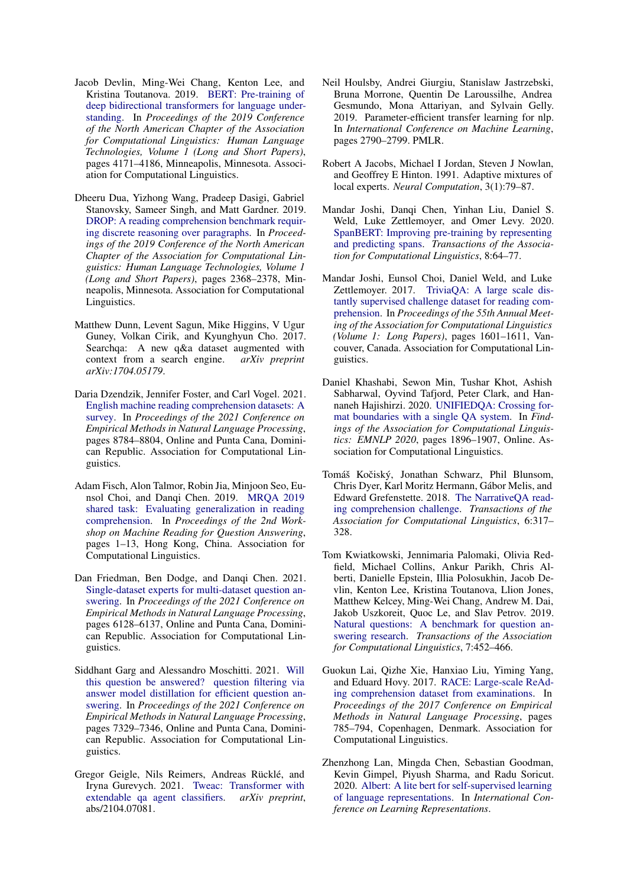Jacob Devlin, Ming-Wei Chang, Kenton Lee, and Kristina Toutanova. 2019. BERT: Pre-training of deep bidirectional transformers for language understanding. In *Proceedings of the 2019 Conference of the North American Chapter of the Association for Computational Linguistics: Human Language Technologies, Volume 1 (Long and Short Papers)*, pages 4171–4186, Minneapolis, Minnesota. Association for Computational Linguistics.

Dheeru Dua, Yizhong Wang, Pradeep Dasigi, Gabriel Stanovsky, Sameer Singh, and Matt Gardner. 2019. DROP: A reading comprehension benchmark requiring discrete reasoning over paragraphs. In *Proceedings of the 2019 Conference of the North American Chapter of the Association for Computational Linguistics: Human Language Technologies, Volume 1 (Long and Short Papers)*, pages 2368–2378, Minneapolis, Minnesota. Association for Computational Linguistics.

Matthew Dunn, Levent Sagun, Mike Higgins, V Ugur Guney, Volkan Cirik, and Kyunghyun Cho. 2017. Searchqa: A new q&a dataset augmented with context from a search engine. *arXiv preprint arXiv:1704.05179*.

Daria Dzendzik, Jennifer Foster, and Carl Vogel. 2021. English machine reading comprehension datasets: A survey. In *Proceedings of the 2021 Conference on Empirical Methods in Natural Language Processing*, pages 8784–8804, Online and Punta Cana, Dominican Republic. Association for Computational Linguistics.

Adam Fisch, Alon Talmor, Robin Jia, Minjoon Seo, Eunsol Choi, and Danqi Chen. 2019. MRQA 2019 shared task: Evaluating generalization in reading comprehension. In *Proceedings of the 2nd Workshop on Machine Reading for Question Answering*, pages 1–13, Hong Kong, China. Association for Computational Linguistics.

Dan Friedman, Ben Dodge, and Danqi Chen. 2021. Single-dataset experts for multi-dataset question answering. In *Proceedings of the 2021 Conference on Empirical Methods in Natural Language Processing*, pages 6128–6137, Online and Punta Cana, Dominican Republic. Association for Computational Linguistics.

Siddhant Garg and Alessandro Moschitti. 2021. Will this question be answered? question filtering via answer model distillation for efficient question answering. In *Proceedings of the 2021 Conference on Empirical Methods in Natural Language Processing*, pages 7329–7346, Online and Punta Cana, Dominican Republic. Association for Computational Linguistics.

Gregor Geigle, Nils Reimers, Andreas Rücklé, and Iryna Gurevych. 2021. Tweac: Transformer with extendable qa agent classifiers. *arXiv preprint*, abs/2104.07081.

Neil Houlsby, Andrei Giurgiu, Stanislaw Jastrzebski, Bruna Morrone, Quentin De Laroussilhe, Andrea Gesmundo, Mona Attariyan, and Sylvain Gelly. 2019. Parameter-efficient transfer learning for nlp. In *International Conference on Machine Learning*, pages 2790–2799. PMLR.

Robert A Jacobs, Michael I Jordan, Steven J Nowlan, and Geoffrey E Hinton. 1991. Adaptive mixtures of local experts. *Neural Computation*, 3(1):79–87.

Mandar Joshi, Danqi Chen, Yinhan Liu, Daniel S. Weld, Luke Zettlemoyer, and Omer Levy. 2020. SpanBERT: Improving pre-training by representing and predicting spans. *Transactions of the Association for Computational Linguistics*, 8:64–77.

Mandar Joshi, Eunsol Choi, Daniel Weld, and Luke Zettlemoyer. 2017. TriviaQA: A large scale distantly supervised challenge dataset for reading comprehension. In *Proceedings of the 55th Annual Meeting of the Association for Computational Linguistics (Volume 1: Long Papers)*, pages 1601–1611, Vancouver, Canada. Association for Computational Linguistics.

Daniel Khashabi, Sewon Min, Tushar Khot, Ashish Sabharwal, Oyvind Tafjord, Peter Clark, and Hannaneh Hajishirzi. 2020. UNIFIEDQA: Crossing format boundaries with a single QA system. In *Findings of the Association for Computational Linguistics: EMNLP 2020*, pages 1896–1907, Online. Association for Computational Linguistics.

Tomáš Kočiský, Jonathan Schwarz, Phil Blunsom, Chris Dyer, Karl Moritz Hermann, Gábor Melis, and Edward Grefenstette. 2018. The NarrativeQA reading comprehension challenge. *Transactions of the Association for Computational Linguistics*, 6:317–328.

Tom Kwiatkowski, Jennimaria Palomaki, Olivia Redfield, Michael Collins, Ankur Parikh, Chris Alberti, Danielle Epstein, Illia Polosukhin, Jacob Devlin, Kenton Lee, Kristina Toutanova, Llion Jones, Matthew Kelcey, Ming-Wei Chang, Andrew M. Dai, Jakob Uszkoreit, Quoc Le, and Slav Petrov. 2019. Natural questions: A benchmark for question answering research. *Transactions of the Association for Computational Linguistics*, 7:452–466.

Guokun Lai, Qizhe Xie, Hanxiao Liu, Yiming Yang, and Eduard Hovy. 2017. RACE: Large-scale ReAding comprehension dataset from examinations. In *Proceedings of the 2017 Conference on Empirical Methods in Natural Language Processing*, pages 785–794, Copenhagen, Denmark. Association for Computational Linguistics.

Zhenzhong Lan, Mingda Chen, Sebastian Goodman, Kevin Gimpel, Piyush Sharma, and Radu Soricut. 2020. Albert: A lite bert for self-supervised learning of language representations. In *International Conference on Learning Representations*.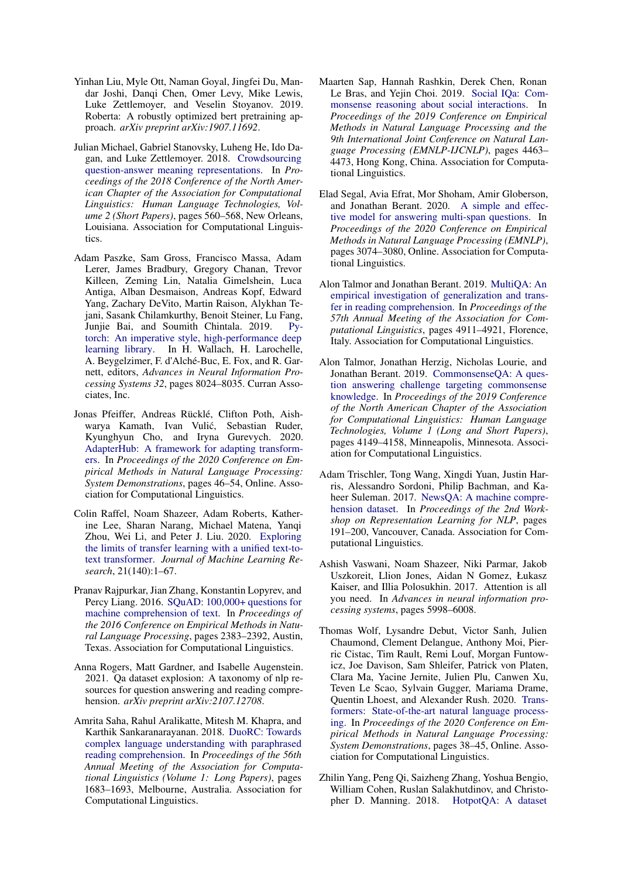Yinhan Liu, Myle Ott, Naman Goyal, Jingfei Du, Mandar Joshi, Danqi Chen, Omer Levy, Mike Lewis, Luke Zettlemoyer, and Veselin Stoyanov. 2019. Roberta: A robustly optimized bert pretraining approach. *arXiv preprint arXiv:1907.11692*.

Julian Michael, Gabriel Stanovsky, Luheng He, Ido Dagan, and Luke Zettlemoyer. 2018. Crowdsourcing question-answer meaning representations. In *Proceedings of the 2018 Conference of the North American Chapter of the Association for Computational Linguistics: Human Language Technologies, Volume 2 (Short Papers)*, pages 560–568, New Orleans, Louisiana. Association for Computational Linguistics.

Adam Paszke, Sam Gross, Francisco Massa, Adam Lerer, James Bradbury, Gregory Chanan, Trevor Killeen, Zeming Lin, Natalia Gimelshein, Luca Antiga, Alban Desmaison, Andreas Kopf, Edward Yang, Zachary DeVito, Martin Raison, Alykhan Tejani, Sasank Chilamkurthy, Benoit Steiner, Lu Fang, Junjie Bai, and Soumith Chintala. 2019. Pytorch: An imperative style, high-performance deep learning library. In H. Wallach, H. Larochelle, A. Beygelzimer, F. d'Alché-Buc, E. Fox, and R. Garnett, editors, *Advances in Neural Information Processing Systems 32*, pages 8024–8035. Curran Associates, Inc.

Jonas Pfeiffer, Andreas Rücklé, Clifton Poth, Aishwarya Kamath, Ivan Vulić, Sebastian Ruder, Kyunghyun Cho, and Iryna Gurevych. 2020. AdapterHub: A framework for adapting transformers. In *Proceedings of the 2020 Conference on Empirical Methods in Natural Language Processing: System Demonstrations*, pages 46–54, Online. Association for Computational Linguistics.

Colin Raffel, Noam Shazeer, Adam Roberts, Katherine Lee, Sharan Narang, Michael Matena, Yanqi Zhou, Wei Li, and Peter J. Liu. 2020. Exploring the limits of transfer learning with a unified text-to-text transformer. *Journal of Machine Learning Research*, 21(140):1–67.

Pranav Rajpurkar, Jian Zhang, Konstantin Lopyrev, and Percy Liang. 2016. SQuAD: 100,000+ questions for machine comprehension of text. In *Proceedings of the 2016 Conference on Empirical Methods in Natural Language Processing*, pages 2383–2392, Austin, Texas. Association for Computational Linguistics.

Anna Rogers, Matt Gardner, and Isabelle Augenstein. 2021. Qa dataset explosion: A taxonomy of nlp resources for question answering and reading comprehension. *arXiv preprint arXiv:2107.12708*.

Amrita Saha, Rahul Aralikatte, Mitesh M. Khapra, and Karthik Sankaranarayanan. 2018. DuoRC: Towards complex language understanding with paraphrased reading comprehension. In *Proceedings of the 56th Annual Meeting of the Association for Computational Linguistics (Volume 1: Long Papers)*, pages 1683–1693, Melbourne, Australia. Association for Computational Linguistics.

Maarten Sap, Hannah Rashkin, Derek Chen, Ronan Le Bras, and Yejin Choi. 2019. Social IQa: Commonsense reasoning about social interactions. In *Proceedings of the 2019 Conference on Empirical Methods in Natural Language Processing and the 9th International Joint Conference on Natural Language Processing (EMNLP-IJCNLP)*, pages 4463–4473, Hong Kong, China. Association for Computational Linguistics.

Elad Segal, Avia Efrat, Mor Shoham, Amir Globerson, and Jonathan Berant. 2020. A simple and effective model for answering multi-span questions. In *Proceedings of the 2020 Conference on Empirical Methods in Natural Language Processing (EMNLP)*, pages 3074–3080, Online. Association for Computational Linguistics.

Alon Talmor and Jonathan Berant. 2019. MultiQA: An empirical investigation of generalization and transfer in reading comprehension. In *Proceedings of the 57th Annual Meeting of the Association for Computational Linguistics*, pages 4911–4921, Florence, Italy. Association for Computational Linguistics.

Alon Talmor, Jonathan Herzig, Nicholas Lourie, and Jonathan Berant. 2019. CommonsenseQA: A question answering challenge targeting commonsense knowledge. In *Proceedings of the 2019 Conference of the North American Chapter of the Association for Computational Linguistics: Human Language Technologies, Volume 1 (Long and Short Papers)*, pages 4149–4158, Minneapolis, Minnesota. Association for Computational Linguistics.

Adam Trischler, Tong Wang, Xingdi Yuan, Justin Harris, Alessandro Sordoni, Philip Bachman, and Kaheer Suleman. 2017. NewsQA: A machine comprehension dataset. In *Proceedings of the 2nd Workshop on Representation Learning for NLP*, pages 191–200, Vancouver, Canada. Association for Computational Linguistics.

Ashish Vaswani, Noam Shazeer, Niki Parmar, Jakob Uszkoreit, Llion Jones, Aidan N Gomez, Łukasz Kaiser, and Illia Polosukhin. 2017. Attention is all you need. In *Advances in neural information processing systems*, pages 5998–6008.

Thomas Wolf, Lysandre Debut, Victor Sanh, Julien Chaumond, Clement Delangue, Anthony Moi, Pierric Cistac, Tim Rault, Remi Louf, Morgan Funtowicz, Joe Davison, Sam Shleifer, Patrick von Platen, Clara Ma, Yacine Jernite, Julien Plu, Canwen Xu, Teven Le Scao, Sylvain Gugger, Mariama Drame, Quentin Lhoest, and Alexander Rush. 2020. Transformers: State-of-the-art natural language processing. In *Proceedings of the 2020 Conference on Empirical Methods in Natural Language Processing: System Demonstrations*, pages 38–45, Online. Association for Computational Linguistics.

Zhilin Yang, Peng Qi, Saizheng Zhang, Yoshua Bengio, William Cohen, Ruslan Salakhutdinov, and Christopher D. Manning. 2018. HotpotQA: A dataset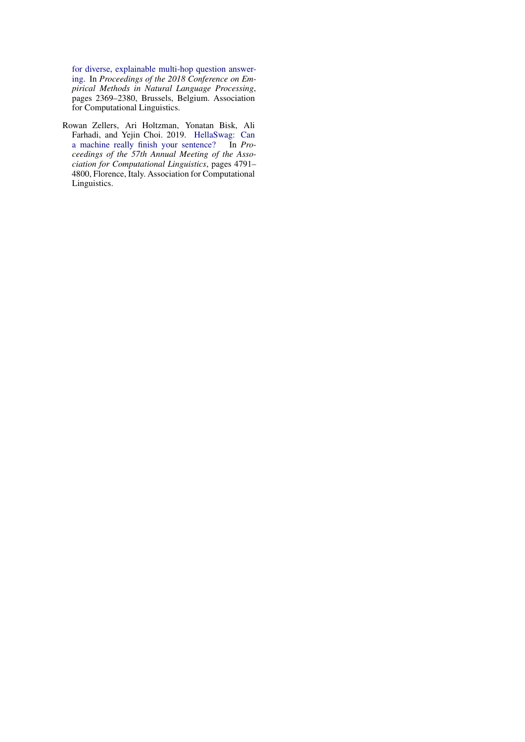for diverse, explainable multi-hop question answering. In *Proceedings of the 2018 Conference on Empirical Methods in Natural Language Processing*, pages 2369–2380, Brussels, Belgium. Association for Computational Linguistics.

Rowan Zellers, Ari Holtzman, Yonatan Bisk, Ali Farhadi, and Yejin Choi. 2019. HellaSwag: Can a machine really finish your sentence? In *Proceedings of the 57th Annual Meeting of the Association for Computational Linguistics*, pages 4791–4800, Florence, Italy. Association for Computational Linguistics.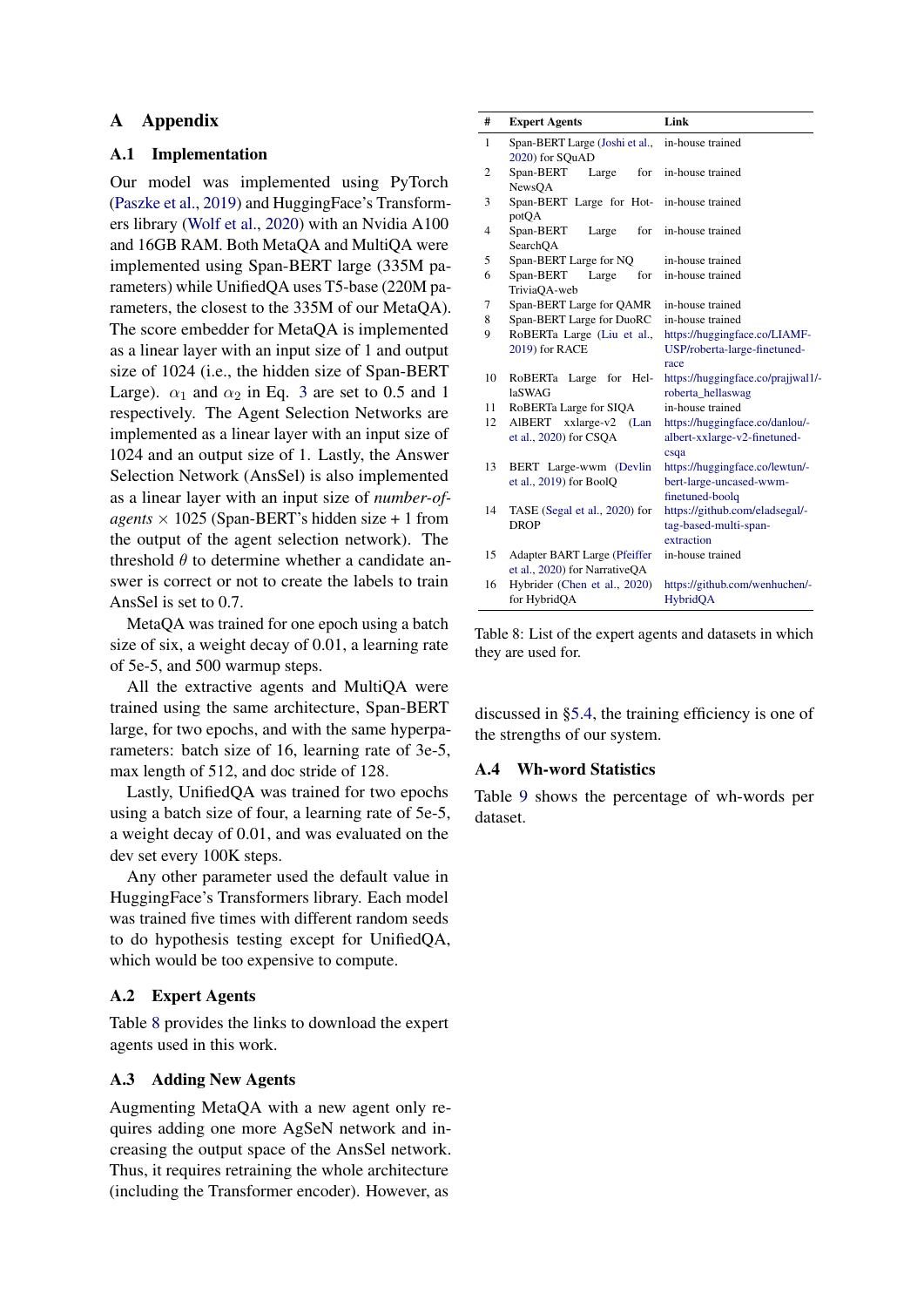# A Appendix

## A.1 Implementation

Our model was implemented using PyTorch (Paszke et al., 2019) and HuggingFace's Transformers library (Wolf et al., 2020) with an Nvidia A100 and 16GB RAM. Both MetaQA and MultiQA were implemented using Span-BERT large (335M parameters) while UnifiedQA uses T5-base (220M parameters, the closest to the 335M of our MetaQA). The score embedder for MetaQA is implemented as a linear layer with an input size of 1 and output size of 1024 (i.e., the hidden size of Span-BERT Large). $\alpha_1$ and $\alpha_2$ in Eq. 3 are set to 0.5 and 1 respectively. The Agent Selection Networks are implemented as a linear layer with an input size of 1024 and an output size of 1. Lastly, the Answer Selection Network (AnsSel) is also implemented as a linear layer with an input size of *number-of-agents* $\times$ 1025 (Span-BERT's hidden size + 1 from the output of the agent selection network). The threshold $\theta$ to determine whether a candidate answer is correct or not to create the labels to train AnsSel is set to 0.7.

MetaQA was trained for one epoch using a batch size of six, a weight decay of 0.01, a learning rate of 5e-5, and 500 warmup steps.

All the extractive agents and MultiQA were trained using the same architecture, Span-BERT large, for two epochs, and with the same hyperparameters: batch size of 16, learning rate of 3e-5, max length of 512, and doc stride of 128.

Lastly, UnifiedQA was trained for two epochs using a batch size of four, a learning rate of 5e-5, a weight decay of 0.01, and was evaluated on the dev set every 100K steps.

Any other parameter used the default value in HuggingFace's Transformers library. Each model was trained five times with different random seeds to do hypothesis testing except for UnifiedQA, which would be too expensive to compute.

## A.2 Expert Agents

Table 8 provides the links to download the expert agents used in this work.

## A.3 Adding New Agents

Augmenting MetaQA with a new agent only requires adding one more AgSeN network and increasing the output space of the AnsSel network. Thus, it requires retraining the whole architecture (including the Transformer encoder). However, as discussed in §5.4, the training efficiency is one of the strengths of our system.

| # | Expert Agents | Link |
|---|---|---|
| 1 | Span-BERT Large (Joshi et al., 2020) for SQuAD | in-house trained |
| 2 | Span-BERT Large for NewsQA | in-house trained |
| 3 | Span-BERT Large for HotpotQA | in-house trained |
| 4 | Span-BERT Large for SearchQA | in-house trained |
| 5 | Span-BERT Large for NQ | in-house trained |
| 6 | Span-BERT Large for TriviaQA-web | in-house trained |
| 7 | Span-BERT Large for QAMR | in-house trained |
| 8 | Span-BERT Large for DuoRC | in-house trained |
| 9 | RoBERTa Large (Liu et al., 2019) for RACE | https://huggingface.co/LIAMF-USP/roberta-large-finetuned-race |
| 10 | RoBERTa Large for HellaSWAG | https://huggingface.co/prajjwal1/roberta_hellaswag |
| 11 | RoBERTa Large for SIQA | in-house trained |
| 12 | AlBERT xxlarge-v2 (Lan et al., 2020) for CSQA | https://huggingface.co/danlou/albert-xxlarge-v2-finetuned-csqa |
| 13 | BERT Large-wwm (Devlin et al., 2019) for BoolQ | https://huggingface.co/lewtun/bert-large-uncased-wwm-finetuned-boolq |
| 14 | TASE (Segal et al., 2020) for DROP | https://github.com/eladsegal/tag-based-multi-span-extraction |
| 15 | Adapter BART Large (Pfeiffer et al., 2020) for NarrativeQA | in-house trained |
| 16 | Hybrider (Chen et al., 2020) for HybridQA | https://github.com/wenhuchen/HybridQA |

Table 8: List of the expert agents and datasets in which they are used for.

## A.4 Wh-word Statistics

Table 9 shows the percentage of wh-words per dataset.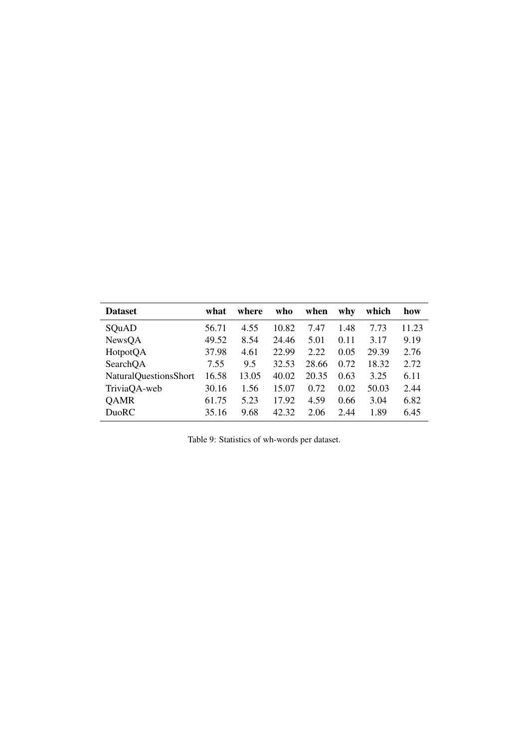| **Dataset** | **what** | **where** | **who** | **when** | **why** | **which** | **how** |
|---|---|---|---|---|---|---|---|
| SQuAD | 56.71 | 4.55 | 10.82 | 7.47 | 1.48 | 7.73 | 11.23 |
| NewsQA | 49.52 | 8.54 | 24.46 | 5.01 | 0.11 | 3.17 | 9.19 |
| HotpotQA | 37.98 | 4.61 | 22.99 | 2.22 | 0.05 | 29.39 | 2.76 |
| SearchQA | 7.55 | 9.5 | 32.53 | 28.66 | 0.72 | 18.32 | 2.72 |
| NaturalQuestionsShort | 16.58 | 13.05 | 40.02 | 20.35 | 0.63 | 3.25 | 6.11 |
| TriviaQA-web | 30.16 | 1.56 | 15.07 | 0.72 | 0.02 | 50.03 | 2.44 |
| QAMR | 61.75 | 5.23 | 17.92 | 4.59 | 0.66 | 3.04 | 6.82 |
| DuoRC | 35.16 | 9.68 | 42.32 | 2.06 | 2.44 | 1.89 | 6.45 |

Table 9: Statistics of wh-words per dataset.